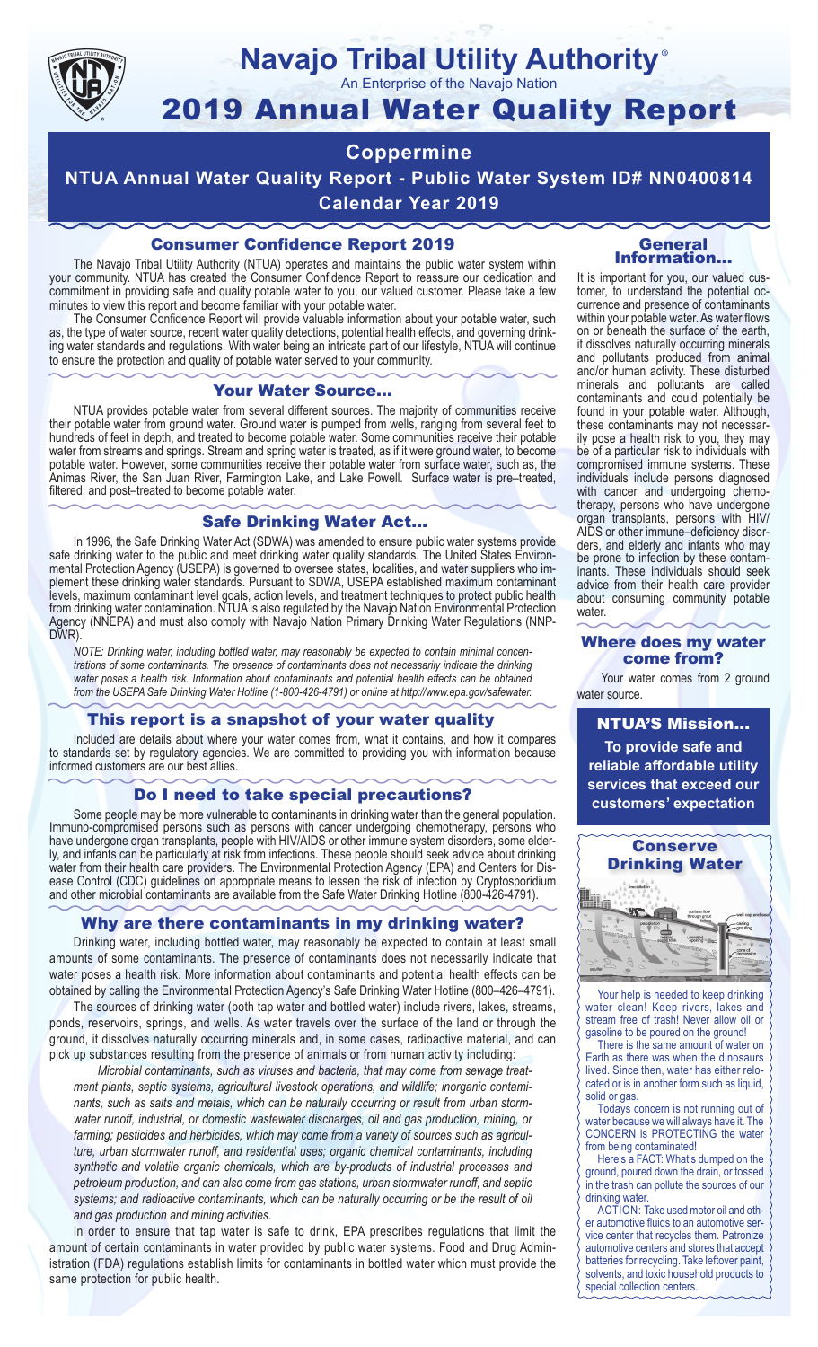# Navajo Tribal Utility Authority®

An Enterprise of the Navajo Nation

# 2019 Annual Water Quality Report

## Coppermine

## NTUA Annual Water Quality Report - Public Water System ID# NN0400814

## Calendar Year 2019

### Consumer Confidence Report 2019

The Navajo Tribal Utility Authority (NTUA) operates and maintains the public water system within your community. NTUA has created the Consumer Confidence Report to reassure our dedication and commitment in providing safe and quality potable water to you, our valued customer. Please take a few minutes to view this report and become familiar with your potable water.

The Consumer Confidence Report will provide valuable information about your potable water, such as, the type of water source, recent water quality detections, potential health effects, and governing drinking water standards and regulations. With water being an intricate part of our lifestyle, NTUA will continue to ensure the protection and quality of potable water served to your community.

### Your Water Source…

NTUA provides potable water from several different sources. The majority of communities receive their potable water from ground water. Ground water is pumped from wells, ranging from several feet to hundreds of feet in depth, and treated to become potable water. Some communities receive their potable water from streams and springs. Stream and spring water is treated, as if it were ground water, to become potable water. However, some communities receive their potable water from surface water, such as, the Animas River, the San Juan River, Farmington Lake, and Lake Powell. Surface water is pre–treated, filtered, and post–treated to become potable water.

### Safe Drinking Water Act…

In 1996, the Safe Drinking Water Act (SDWA) was amended to ensure public water systems provide safe drinking water to the public and meet drinking water quality standards. The United States Environmental Protection Agency (USEPA) is governed to oversee states, localities, and water suppliers who implement these drinking water standards. Pursuant to SDWA, USEPA established maximum contaminant levels, maximum contaminant level goals, action levels, and treatment techniques to protect public health from drinking water contamination. NTUA is also regulated by the Navajo Nation Environmental Protection Agency (NNEPA) and must also comply with Navajo Nation Primary Drinking Water Regulations (NNPDWR).

*NOTE: Drinking water, including bottled water, may reasonably be expected to contain minimal concentrations of some contaminants. The presence of contaminants does not necessarily indicate the drinking water poses a health risk. Information about contaminants and potential health effects can be obtained from the USEPA Safe Drinking Water Hotline (1-800-426-4791) or online at http://www.epa.gov/safewater.*

### This report is a snapshot of your water quality

Included are details about where your water comes from, what it contains, and how it compares to standards set by regulatory agencies. We are committed to providing you with information because informed customers are our best allies.

### Do I need to take special precautions?

Some people may be more vulnerable to contaminants in drinking water than the general population. Immuno-compromised persons such as persons with cancer undergoing chemotherapy, persons who have undergone organ transplants, people with HIV/AIDS or other immune system disorders, some elderly, and infants can be particularly at risk from infections. These people should seek advice about drinking water from their health care providers. The Environmental Protection Agency (EPA) and Centers for Disease Control (CDC) guidelines on appropriate means to lessen the risk of infection by Cryptosporidium and other microbial contaminants are available from the Safe Water Drinking Hotline (800-426-4791).

### Why are there contaminants in my drinking water?

Drinking water, including bottled water, may reasonably be expected to contain at least small amounts of some contaminants. The presence of contaminants does not necessarily indicate that water poses a health risk. More information about contaminants and potential health effects can be obtained by calling the Environmental Protection Agency's Safe Drinking Water Hotline (800–426–4791).

The sources of drinking water (both tap water and bottled water) include rivers, lakes, streams, ponds, reservoirs, springs, and wells. As water travels over the surface of the land or through the ground, it dissolves naturally occurring minerals and, in some cases, radioactive material, and can pick up substances resulting from the presence of animals or from human activity including:

*Microbial contaminants, such as viruses and bacteria, that may come from sewage treatment plants, septic systems, agricultural livestock operations, and wildlife; inorganic contaminants, such as salts and metals, which can be naturally occurring or result from urban stormwater runoff, industrial, or domestic wastewater discharges, oil and gas production, mining, or farming; pesticides and herbicides, which may come from a variety of sources such as agriculture, urban stormwater runoff, and residential uses; organic chemical contaminants, including synthetic and volatile organic chemicals, which are by-products of industrial processes and petroleum production, and can also come from gas stations, urban stormwater runoff, and septic systems; and radioactive contaminants, which can be naturally occurring or be the result of oil and gas production and mining activities.*

In order to ensure that tap water is safe to drink, EPA prescribes regulations that limit the amount of certain contaminants in water provided by public water systems. Food and Drug Administration (FDA) regulations establish limits for contaminants in bottled water which must provide the same protection for public health.

### General Information…

It is important for you, our valued customer, to understand the potential occurrence and presence of contaminants within your potable water. As water flows on or beneath the surface of the earth, it dissolves naturally occurring minerals and pollutants produced from animal and/or human activity. These disturbed minerals and pollutants are called contaminants and could potentially be found in your potable water. Although, these contaminants may not necessarily pose a health risk to you, they may be of a particular risk to individuals with compromised immune systems. These individuals include persons diagnosed with cancer and undergoing chemotherapy, persons who have undergone organ transplants, persons with HIV/AIDS or other immune–deficiency disorders, and elderly and infants who may be prone to infection by these contaminants. These individuals should seek advice from their health care provider about consuming community potable water.

### Where does my water come from?

Your water comes from 2 ground water source.

### NTUA'S Mission…

**To provide safe and reliable affordable utility services that exceed our customers' expectation**

### Conserve Drinking Water

Your help is needed to keep drinking water clean! Keep rivers, lakes and stream free of trash! Never allow oil or gasoline to be poured on the ground!

There is the same amount of water on Earth as there was when the dinosaurs lived. Since then, water has either relocated or is in another form such as liquid, solid or gas.

Todays concern is not running out of water because we will always have it. The CONCERN is PROTECTING the water from being contaminated!

Here's a FACT: What's dumped on the ground, poured down the drain, or tossed in the trash can pollute the sources of our drinking water.

ACTION: Take used motor oil and other automotive fluids to an automotive service center that recycles them. Patronize automotive centers and stores that accept batteries for recycling. Take leftover paint, solvents, and toxic household products to special collection centers.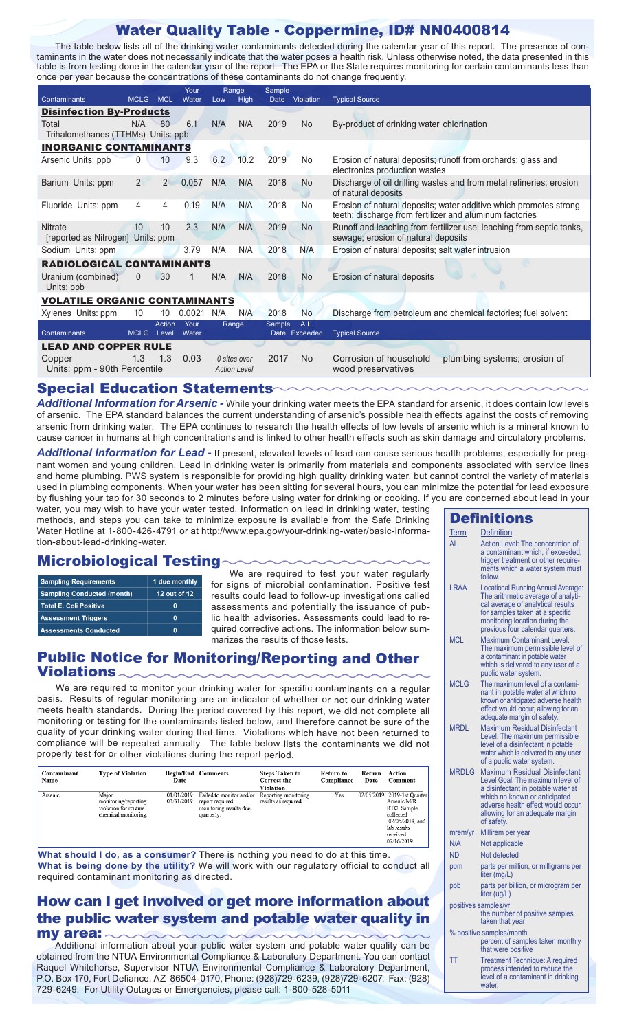# Water Quality Table - Coppermine, ID# NN0400814

The table below lists all of the drinking water contaminants detected during the calendar year of this report. The presence of contaminants in the water does not necessarily indicate that the water poses a health risk. Unless otherwise noted, the data presented in this table is from testing done in the calendar year of the report. The EPA or the State requires monitoring for certain contaminants less than once per year because the concentrations of these contaminants do not change frequently.

| Contaminants | MCLG | MCL | Your Water | Range Low | Range High | Sample Date | Violation | Typical Source |
|---|---|---|---|---|---|---|---|---|
| **Disinfection By-Products** | | | | | | | | |
| Total Trihalomethanes (TTHMs) Units: ppb | N/A | 80 | 6.1 | N/A | N/A | 2019 | No | By-product of drinking water chlorination |
| **INORGANIC CONTAMINANTS** | | | | | | | | |
| Arsenic Units: ppb | 0 | 10 | 9.3 | 6.2 | 10.2 | 2019 | No | Erosion of natural deposits; runoff from orchards; glass and electronics production wastes |
| Barium Units: ppm | 2 | 2 | 0.057 | N/A | N/A | 2018 | No | Discharge of oil drilling wastes and from metal refineries; erosion of natural deposits |
| Fluoride Units: ppm | 4 | 4 | 0.19 | N/A | N/A | 2018 | No | Erosion of natural deposits; water additive which promotes strong teeth; discharge from fertilizer and aluminum factories |
| Nitrate [reported as Nitrogen] Units: ppm | 10 | 10 | 2.3 | N/A | N/A | 2019 | No | Runoff and leaching from fertilizer use; leaching from septic tanks, sewage; erosion of natural deposits |
| Sodium Units: ppm | | | 3.79 | N/A | N/A | 2018 | N/A | Erosion of natural deposits; salt water intrusion |
| **RADIOLOGICAL CONTAMINANTS** | | | | | | | | |
| Uranium (combined) Units: ppb | 0 | 30 | 1 | N/A | N/A | 2018 | No | Erosion of natural deposits |
| **VOLATILE ORGANIC CONTAMINANTS** | | | | | | | | |
| Xylenes Units: ppm | 10 | 10 | 0.0021 | N/A | N/A | 2018 | No | Discharge from petroleum and chemical factories; fuel solvent |

| Contaminants | MCLG | Action Level | Your Water | Range | Sample Date | A.L. Exceeded | Typical Source |
|---|---|---|---|---|---|---|---|
| **LEAD AND COPPER RULE** | | | | | | | |
| Copper Units: ppm - 90th Percentile | 1.3 | 1.3 | 0.03 | *0 sites over Action Level* | 2017 | No | Corrosion of household plumbing systems; erosion of wood preservatives |

## Special Education Statements

***Additional Information for Arsenic -*** While your drinking water meets the EPA standard for arsenic, it does contain low levels of arsenic. The EPA standard balances the current understanding of arsenic's possible health effects against the costs of removing arsenic from drinking water. The EPA continues to research the health effects of low levels of arsenic which is a mineral known to cause cancer in humans at high concentrations and is linked to other health effects such as skin damage and circulatory problems.

***Additional Information for Lead -*** If present, elevated levels of lead can cause serious health problems, especially for pregnant women and young children. Lead in drinking water is primarily from materials and components associated with service lines and home plumbing. PWS system is responsible for providing high quality drinking water, but cannot control the variety of materials used in plumbing components. When your water has been sitting for several hours, you can minimize the potential for lead exposure by flushing your tap for 30 seconds to 2 minutes before using water for drinking or cooking. If you are concerned about lead in your water, you may wish to have your water tested. Information on lead in drinking water, testing methods, and steps you can take to minimize exposure is available from the Safe Drinking Water Hotline at 1-800-426-4791 or at http://www.epa.gov/your-drinking-water/basic-information-about-lead-drinking-water.

## Microbiological Testing

| | |
|---|---|
| **Sampling Requirements** | 1 due monthly |
| **Sampling Conducted (month)** | 12 out of 12 |
| **Total E. Coli Positive** | 0 |
| **Assessment Triggers** | 0 |
| **Assessments Conducted** | 0 |

We are required to test your water regularly for signs of microbial contamination. Positive test results could lead to follow-up investigations called assessments and potentially the issuance of public health advisories. Assessments could lead to required corrective actions. The information below summarizes the results of those tests.

## Public Notice for Monitoring/Reporting and Other Violations

We are required to monitor your drinking water for specific contaminants on a regular basis. Results of regular monitoring are an indicator of whether or not our drinking water meets health standards. During the period covered by this report, we did not complete all monitoring or testing for the contaminants listed below, and therefore cannot be sure of the quality of your drinking water during that time. Violations which have not been returned to compliance will be repeated annually. The table below lists the contaminants we did not properly test for or other violations during the report period.

| Contaminant Name | Type of Violation | Begin/End Date | Comments | Steps Taken to Correct the Violation | Return to Compliance | Return Date | Action Comment |
|---|---|---|---|---|---|---|---|
| Arsenic | Major monitoring/reporting violation for routine chemical monitoring. | 01/01/2019 03/31/2019 | Failed to monitor and/or report required monitoring results due quarterly. | Reporting monitoring results as required. | Yes | 02/05/2019 | 2019-1st Quarter Arsenic M/R. RTC. Sample collected 02/05/2019, and lab results received 07/16/2019. |

**What should I do, as a consumer?** There is nothing you need to do at this time.
**What is being done by the utility?** We will work with our regulatory official to conduct all required contaminant monitoring as directed.

## How can I get involved or get more information about the public water system and potable water quality in my area:

Additional information about your public water system and potable water quality can be obtained from the NTUA Environmental Compliance & Laboratory Department. You can contact Raquel Whitehorse, Supervisor NTUA Environmental Compliance & Laboratory Department, P.O. Box 170, Fort Defiance, AZ 86504-0170, Phone: (928)729-6239, (928)729-6207, Fax: (928) 729-6249. For Utility Outages or Emergencies, please call: 1-800-528-5011

## Definitions

| Term | Definition |
|---|---|
| AL | Action Level: The concentrtion of a contaminant which, if exceeded, trigger treatment or other requirements which a water system must follow. |
| LRAA | Locational Running Annual Average: The arithmetic average of analytical average of analytical results for samples taken at a specific monitoring location during the previous four calendar quarters. |
| MCL | Maximum Contaminant Level: The maximum permissible level of a contaminant in potable water which is delivered to any user of a public water system. |
| MCLG | The maximum level of a contaminant in potable water at which no known or anticipated adverse health effect would occur, allowing for an adequate margin of safety. |
| MRDL | Maximum Residual Disinfectant Level: The maximum permissible level of a disinfectant in potable water which is delivered to any user of a public water system. |
| MRDLG | Maximum Residual Disinfectant Level Goal: The maximum level of a disinfectant in potable water at which no known or anticipated adverse health effect would occur, allowing for an adequate margin of safety. |
| mrem/yr | Millirem per year |
| N/A | Not applicable |
| ND | Not detected |
| ppm | parts per million, or milligrams per liter (mg/L) |
| ppb | parts per billion, or microgram per liter (ug/L) |
| positives samples/yr | the number of positive samples taken that year |
| % positive samples/month | percent of samples taken monthly that were positive |
| TT | Treatment Technique: A required process intended to reduce the level of a contaminant in drinking water. |